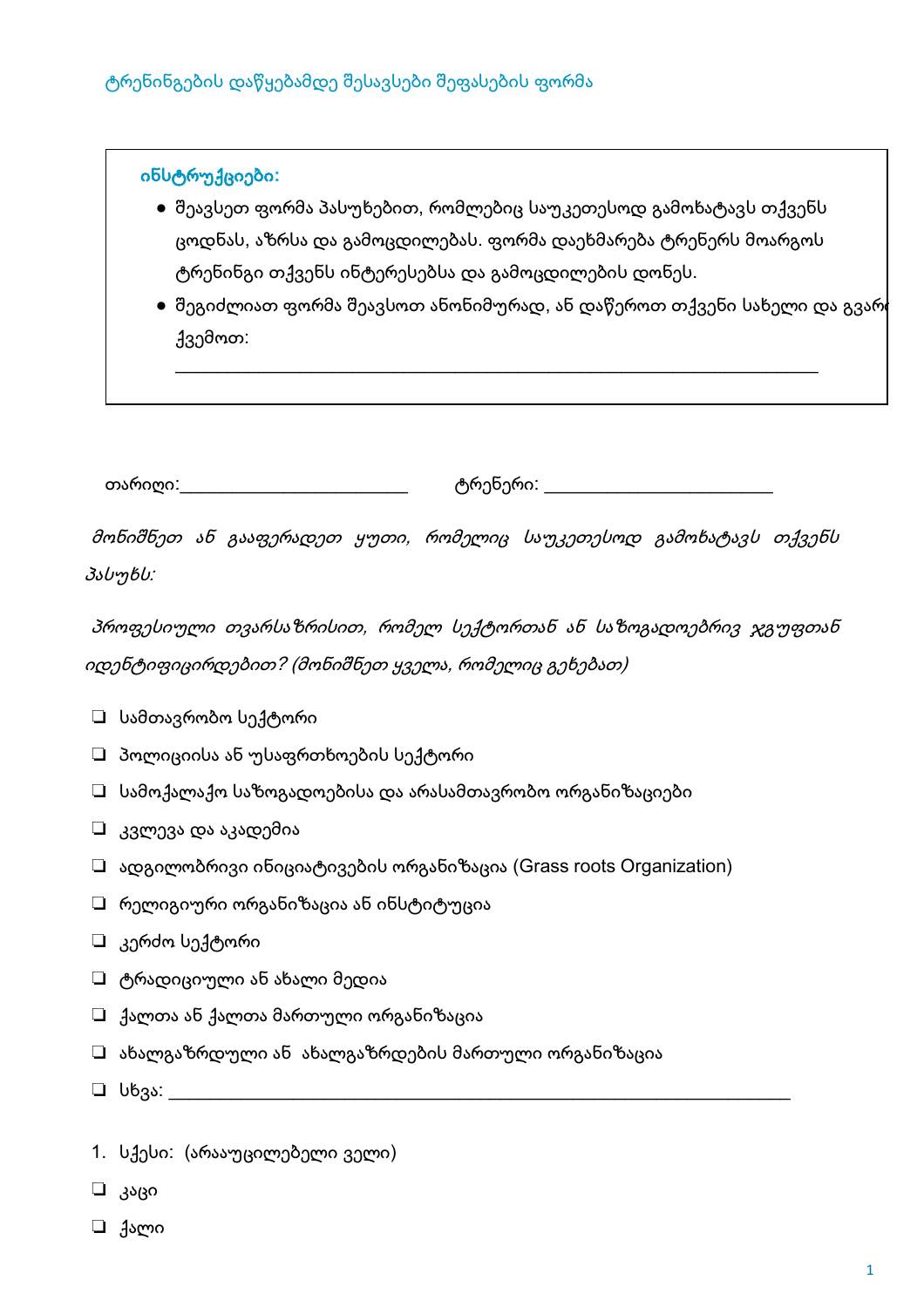## ტრენინგების დაწყებამდე შესავსები შეფასების ფორმა

**ინსტრუქციები:**

- შეავსეთ ფორმა პასუხებით, რომლებიც საუკეთესოდ გამოხატავს თქვენს ცოდნას, აზრსა და გამოცდილებას. ფორმა დაეხმარება ტრენერს მოარგოს ტრენინგი თქვენს ინტერესებსა და გამოცდილების დონეს.
- შეგიძლიათ ფორმა შეავსოთ ანონიმურად, ან დაწეროთ თქვენი სახელი და გვარი ქვემოთ:

______________________________________________________________________

თარიღი:________________________ ტრენერი: ________________________

*მონიშნეთ ან გააფერადეთ ყუთი, რომელიც საუკეთესოდ გამოხატავს თქვენს პასუხს:*

*პროფესიული თვარსაზრისით, რომელ სექტორთან ან საზოგადოებრივ ჯგუფთან იდენტიფიცირდებით? (მონიშნეთ ყველა, რომელიც გეხებათ)*

- ❏ სამთავრობო სექტორი
- ❏ პოლიციისა ან უსაფრთხოების სექტორი
- ❏ სამოქალაქო საზოგადოებისა და არასამთავრობო ორგანიზაციები
- ❏ კვლევა და აკადემია
- ❏ ადგილობრივი ინიციატივების ორგანიზაცია (Grass roots Organization)
- ❏ რელიგიური ორგანიზაცია ან ინსტიტუცია
- ❏ კერძო სექტორი
- ❏ ტრადიციული ან ახალი მედია
- ❏ ქალთა ან ქალთა მართული ორგანიზაცია
- ❏ ახალგაზრდული ან ახალგაზრდების მართული ორგანიზაცია
- ❏ სხვა: ________________________________________________________________

1. სქესი: (არააუცილებელი ველი)

- ❏ კაცი
- ❏ ქალი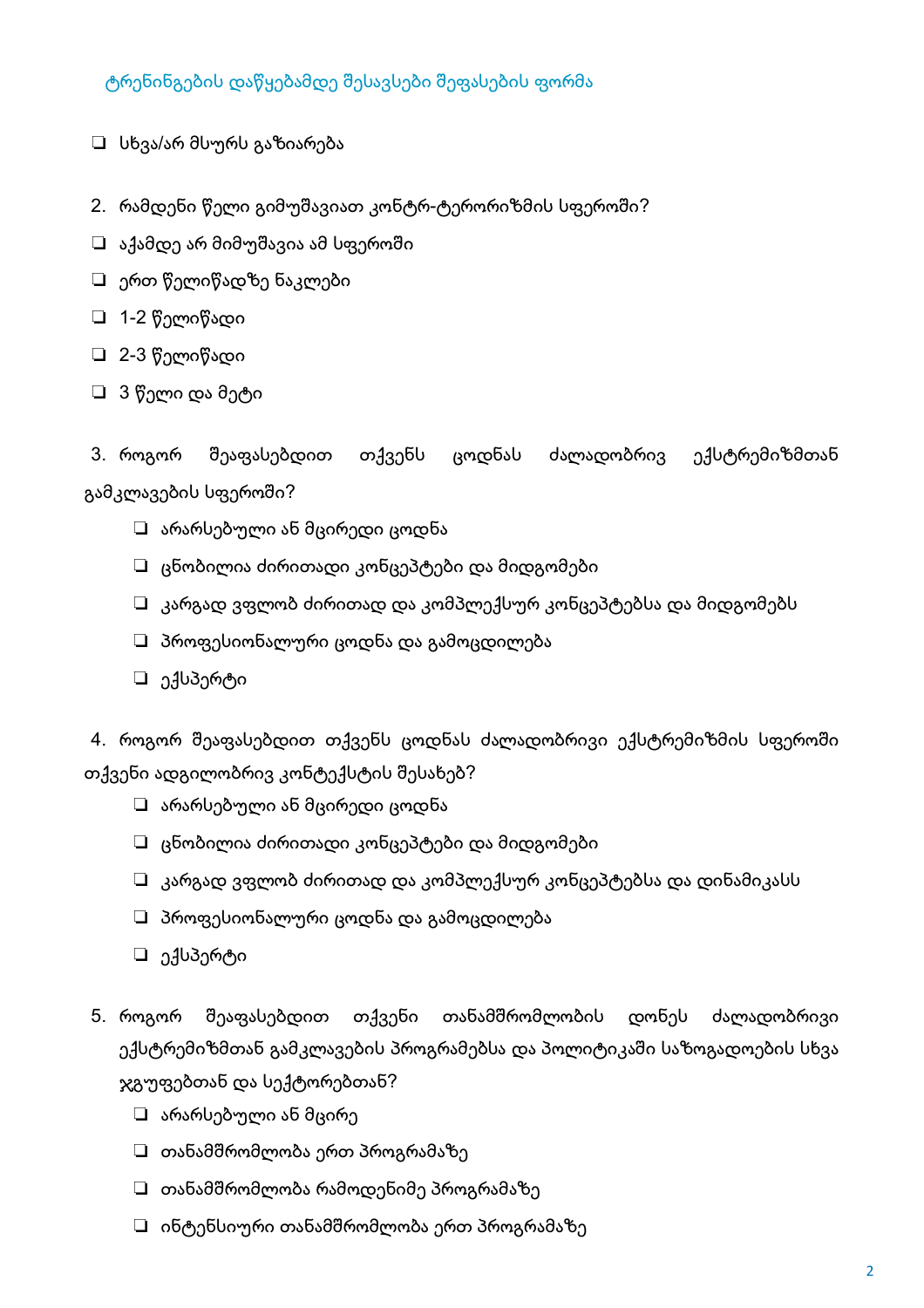ტრენინგების დაწყებამდე შესავსები შეფასების ფორმა

- ❑ სხვა/არ მსურს გაზიარება

2. რამდენი წელი გიმუშავიათ კონტრ-ტერორიზმის სფეროში?

- ❑ აქამდე არ მიმუშავია ამ სფეროში
- ❑ ერთ წელიწადზე ნაკლები
- ❑ 1-2 წელიწადი
- ❑ 2-3 წელიწადი
- ❑ 3 წელი და მეტი

3. როგორ შეაფასებდით თქვენს ცოდნას ძალადობრივ ექსტრემიზმთან გამკლავების სფეროში?

- ❑ არარსებული ან მცირედი ცოდნა
- ❑ ცნობილია ძირითადი კონცეპტები და მიდგომები
- ❑ კარგად ვფლობ ძირითად და კომპლექსურ კონცეპტებსა და მიდგომებს
- ❑ პროფესიონალური ცოდნა და გამოცდილება
- ❑ ექსპერტი

4. როგორ შეაფასებდით თქვენს ცოდნას ძალადობრივი ექსტრემიზმის სფეროში თქვენი ადგილობრივ კონტექსტის შესახებ?

- ❑ არარსებული ან მცირედი ცოდნა
- ❑ ცნობილია ძირითადი კონცეპტები და მიდგომები
- ❑ კარგად ვფლობ ძირითად და კომპლექსურ კონცეპტებსა და დინამიკასს
- ❑ პროფესიონალური ცოდნა და გამოცდილება
- ❑ ექსპერტი

5. როგორ შეაფასებდით თქვენი თანამშრომლობის დონეს ძალადობრივი ექსტრემიზმთან გამკლავების პროგრამებსა და პოლიტიკაში საზოგადოების სხვა ჯგუფებთან და სექტორებთან?

- ❑ არარსებული ან მცირე
- ❑ თანამშრომლობა ერთ პროგრამაზე
- ❑ თანამშრომლობა რამოდენიმე პროგრამაზე
- ❑ ინტენსიური თანამშრომლობა ერთ პროგრამაზე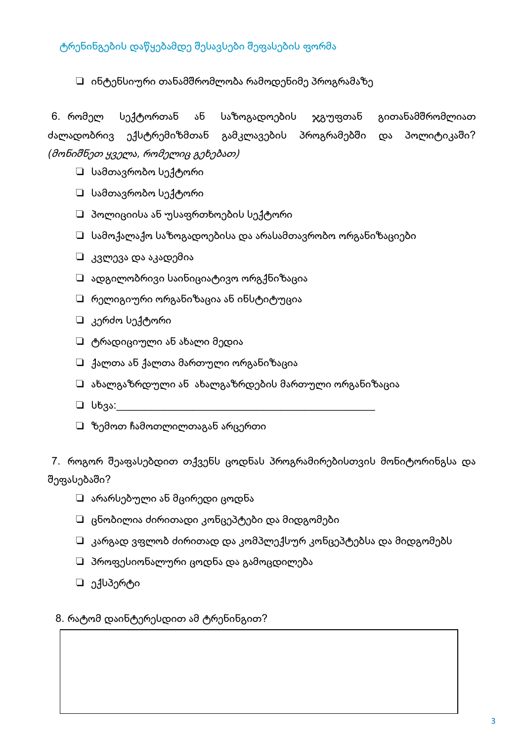ტრენინგების დაწყებამდე შესავსები შეფასების ფორმა

- ❑ ინტენსიური თანამშრომლობა რამოდენიმე პროგრამაზე

6. რომელ სექტორთან ან საზოგადოების ჯგუფთან გითანამშრომლიათ ძალადობრივ ექსტრემიზმთან გამკლავების პროგრამებში და პოლიტიკაში? *(მონიშნეთ ყველა, რომელიც გეხებათ)*

- ❑ სამთავრობო სექტორი
- ❑ სამთავრობო სექტორი
- ❑ პოლიციისა ან უსაფრთხოების სექტორი
- ❑ სამოქალაქო საზოგადოებისა და არასამთავრობო ორგანიზაციები
- ❑ კვლევა და აკადემია
- ❑ ადგილობრივი საინიციატივო ორგქნიზაცია
- ❑ რელიგიური ორგანიზაცია ან ინსტიტუცია
- ❑ კერძო სექტორი
- ❑ ტრადიციული ან ახალი მედია
- ❑ ქალთა ან ქალთა მართული ორგანიზაცია
- ❑ ახალგაზრდული ან ახალგაზრდების მართული ორგანიზაცია
- ❑ სხვა:\_\_\_\_\_\_\_\_\_\_\_\_\_\_\_\_\_\_\_\_\_\_\_\_\_\_\_\_\_\_\_\_\_\_\_\_\_\_\_\_\_\_\_\_\_\_\_\_\_\_\_\_
- ❑ ზემოთ ჩამოთლილთაგან არცერთი

7. როგორ შეაფასებდით თქვენს ცოდნას პროგრამირებისთვის მონიტორინგსა და შეფასებაში?

- ❑ არარსებული ან მცირედი ცოდნა
- ❑ ცნობილია ძირითადი კონცეპტები და მიდგომები
- ❑ კარგად ვფლობ ძირითად და კომპლექსურ კონცეპტებსა და მიდგომებს
- ❑ პროფესიონალური ცოდნა და გამოცდილება
- ❑ ექსპერტი

8. რატომ დაინტერესდით ამ ტრენინგით?

|  |
|---|
|  |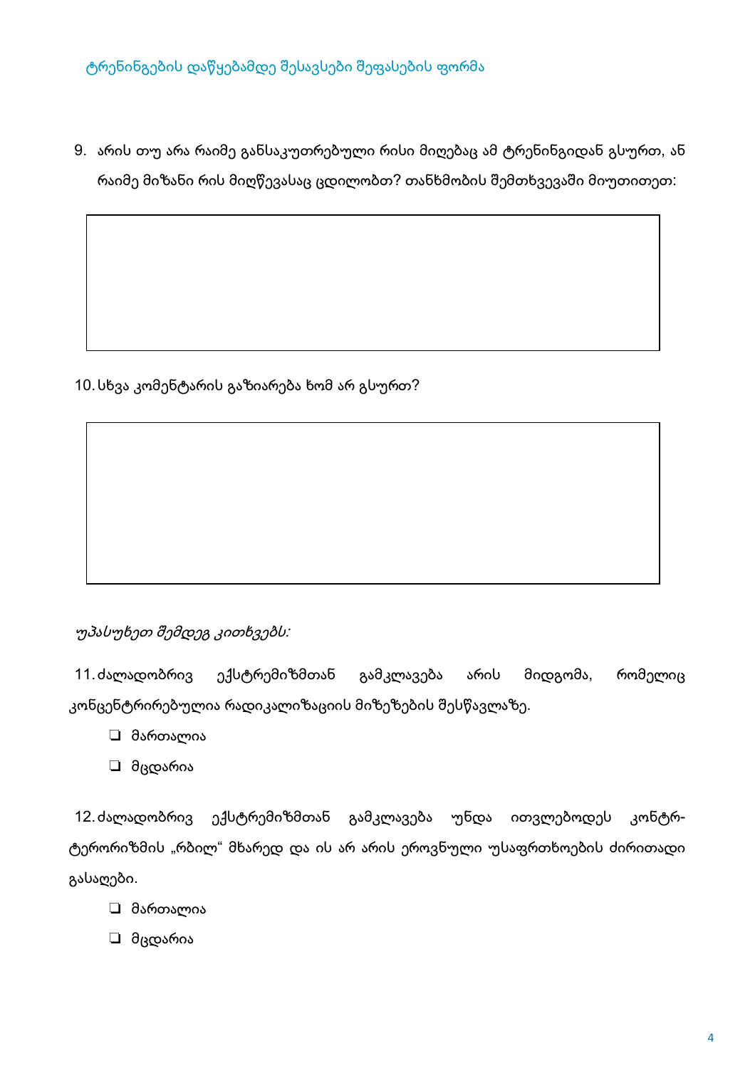ტრენინგების დაწყებამდე შესავსები შეფასების ფორმა

9. არის თუ არა რაიმე განსაკუთრებული რისი მიღებაც ამ ტრენინგიდან გსურთ, ან რაიმე მიზანი რის მიღწევასაც ცდილობთ? თანხმობის შემთხვევაში მიუთითეთ:

10. სხვა კომენტარის გაზიარება ხომ არ გსურთ?

*უპასუხეთ შემდეგ კითხვებს:*

11. ძალადობრივ ექსტრემიზმთან გამკლავება არის მიდგომა, რომელიც კონცენტრირებულია რადიკალიზაციის მიზეზების შესწავლაზე.

- ❑ მართალია
- ❑ მცდარია

12. ძალადობრივ ექსტრემიზმთან გამკლავება უნდა ითვლებოდეს კონტრ-ტერორიზმის „რბილ“ მხარედ და ის არ არის ეროვნული უსაფრთხოების ძირითადი გასაღები.

- ❑ მართალია
- ❑ მცდარია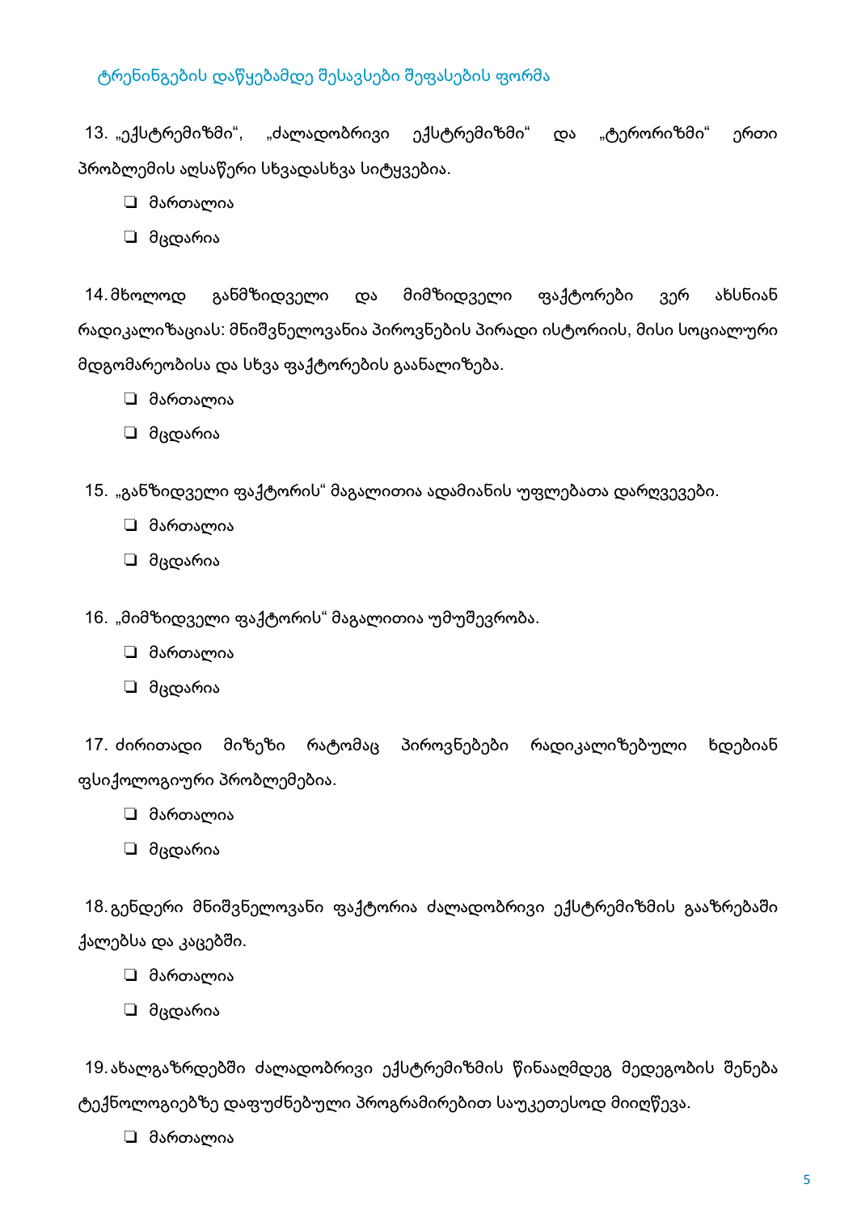ტრენინგების დაწყებამდე შესავსები შეფასების ფორმა

13. „ექსტრემიზმი“, „ძალადობრივი ექსტრემიზმი“ და „ტერორიზმი“ ერთი პრობლემის აღსაწერი სხვადასხვა სიტყვებია.

- ❑ მართალია
- ❑ მცდარია

14. მხოლოდ განმზიდველი და მიმზიდველი ფაქტორები ვერ ახსნიან რადიკალიზაციას: მნიშვნელოვანია პიროვნების პირადი ისტორიის, მისი სოციალური მდგომარეობისა და სხვა ფაქტორების გაანალიზება.

- ❑ მართალია
- ❑ მცდარია

15. „განზიდველი ფაქტორის“ მაგალითია ადამიანის უფლებათა დარღვევები.

- ❑ მართალია
- ❑ მცდარია

16. „მიმზიდველი ფაქტორის“ მაგალითია უმუშევრობა.

- ❑ მართალია
- ❑ მცდარია

17. ძირითადი მიზეზი რატომაც პიროვნებები რადიკალიზებული ხდებიან ფსიქოლოგიური პრობლემებია.

- ❑ მართალია
- ❑ მცდარია

18. გენდერი მნიშვნელოვანი ფაქტორია ძალადობრივი ექსტრემიზმის გააზრებაში ქალებსა და კაცებში.

- ❑ მართალია
- ❑ მცდარია

19. ახალგაზრდებში ძალადობრივი ექსტრემიზმის წინააღმდეგ მედეგობის შენება ტექნოლოგიებზე დაფუძნებული პროგრამირებით საუკეთესოდ მიიღწევა.

- ❑ მართალია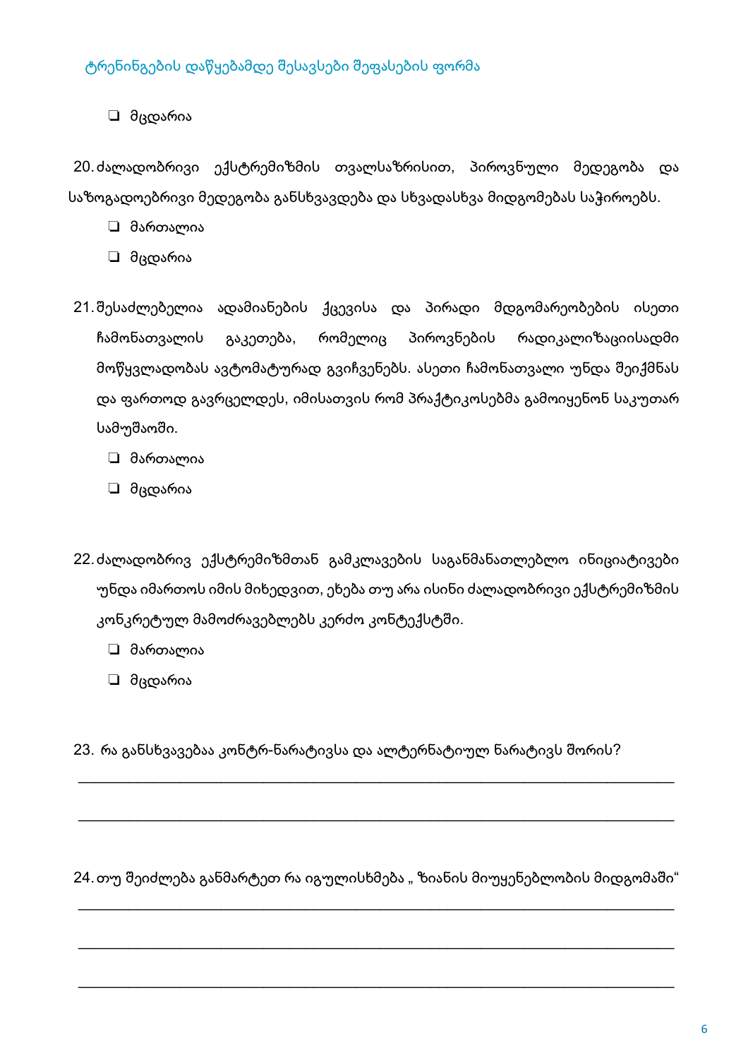ტრენინგების დაწყებამდე შესავსები შეფასების ფორმა

❑ მცდარია

20. ძალადობრივი ექსტრემიზმის თვალსაზრისით, პიროვნული მედეგობა და საზოგადოებრივი მედეგობა განსხვავდება და სხვადასხვა მიდგომებას საჭიროებს.

❑ მართალია

❑ მცდარია

21. შესაძლებელია ადამიანების ქცევისა და პირადი მდგომარეობების ისეთი ჩამონათვალის გაკეთება, რომელიც პიროვნების რადიკალიზაციისადმი მოწყვლადობას ავტომატურად გვიჩვენებს. ასეთი ჩამონათვალი უნდა შეიქმნას და ფართოდ გავრცელდეს, იმისათვის რომ პრაქტიკოსებმა გამოიყენონ საკუთარ სამუშაოში.

❑ მართალია

❑ მცდარია

22. ძალადობრივ ექსტრემიზმთან გამკლავების საგანმანათლებლო ინიციატივები უნდა იმართოს იმის მიხედვით, ეხება თუ არა ისინი ძალადობრივი ექსტრემიზმის კონკრეტულ მამოძრავებლებს კერძო კონტექსტში.

❑ მართალია

❑ მცდარია

23. რა განსხვავებაა კონტრ-ნარატივსა და ალტერნატიულ ნარატივს შორის?

___________________________________________________________________________

___________________________________________________________________________

24. თუ შეიძლება განმარტეთ რა იგულისხმება „ ზიანის მიუყენებლობის მიდგომაში“

___________________________________________________________________________

___________________________________________________________________________

___________________________________________________________________________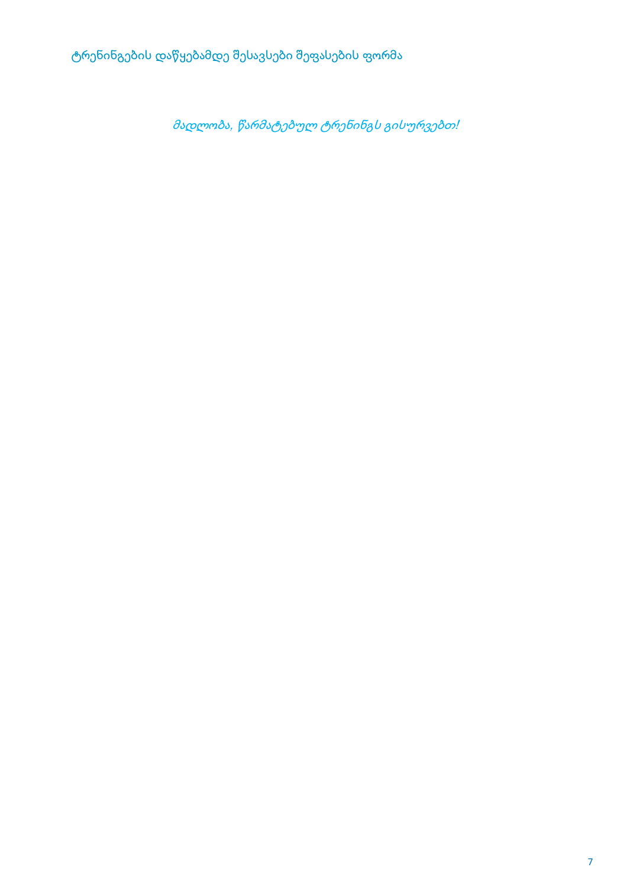*მადლობა, წარმატებულ ტრენინგს გისურვებთ!*